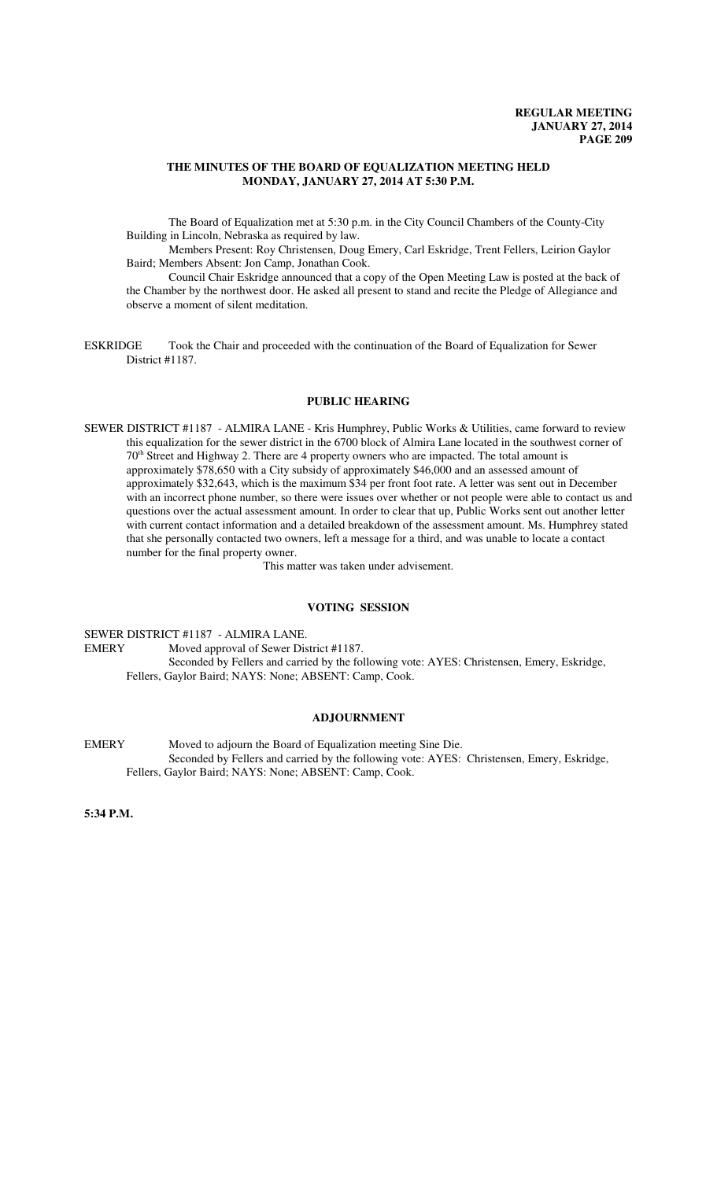**THE MINUTES OF THE BOARD OF EQUALIZATION MEETING HELD MONDAY, JANUARY 27, 2014 AT 5:30 P.M.**

The Board of Equalization met at 5:30 p.m. in the City Council Chambers of the County-City Building in Lincoln, Nebraska as required by law.

Members Present: Roy Christensen, Doug Emery, Carl Eskridge, Trent Fellers, Leirion Gaylor Baird; Members Absent: Jon Camp, Jonathan Cook.

Council Chair Eskridge announced that a copy of the Open Meeting Law is posted at the back of the Chamber by the northwest door. He asked all present to stand and recite the Pledge of Allegiance and observe a moment of silent meditation.

ESKRIDGE Took the Chair and proceeded with the continuation of the Board of Equalization for Sewer District #1187.

## PUBLIC HEARING

SEWER DISTRICT #1187 - ALMIRA LANE - Kris Humphrey, Public Works & Utilities, came forward to review this equalization for the sewer district in the 6700 block of Almira Lane located in the southwest corner of 70th Street and Highway 2. There are 4 property owners who are impacted. The total amount is approximately $78,650 with a City subsidy of approximately $46,000 and an assessed amount of approximately $32,643, which is the maximum $34 per front foot rate. A letter was sent out in December with an incorrect phone number, so there were issues over whether or not people were able to contact us and questions over the actual assessment amount. In order to clear that up, Public Works sent out another letter with current contact information and a detailed breakdown of the assessment amount. Ms. Humphrey stated that she personally contacted two owners, left a message for a third, and was unable to locate a contact number for the final property owner.

This matter was taken under advisement.

## VOTING SESSION

SEWER DISTRICT #1187 - ALMIRA LANE.

EMERY Moved approval of Sewer District #1187.

Seconded by Fellers and carried by the following vote: AYES: Christensen, Emery, Eskridge, Fellers, Gaylor Baird; NAYS: None; ABSENT: Camp, Cook.

## ADJOURNMENT

EMERY Moved to adjourn the Board of Equalization meeting Sine Die.

Seconded by Fellers and carried by the following vote: AYES: Christensen, Emery, Eskridge, Fellers, Gaylor Baird; NAYS: None; ABSENT: Camp, Cook.

**5:34 P.M.**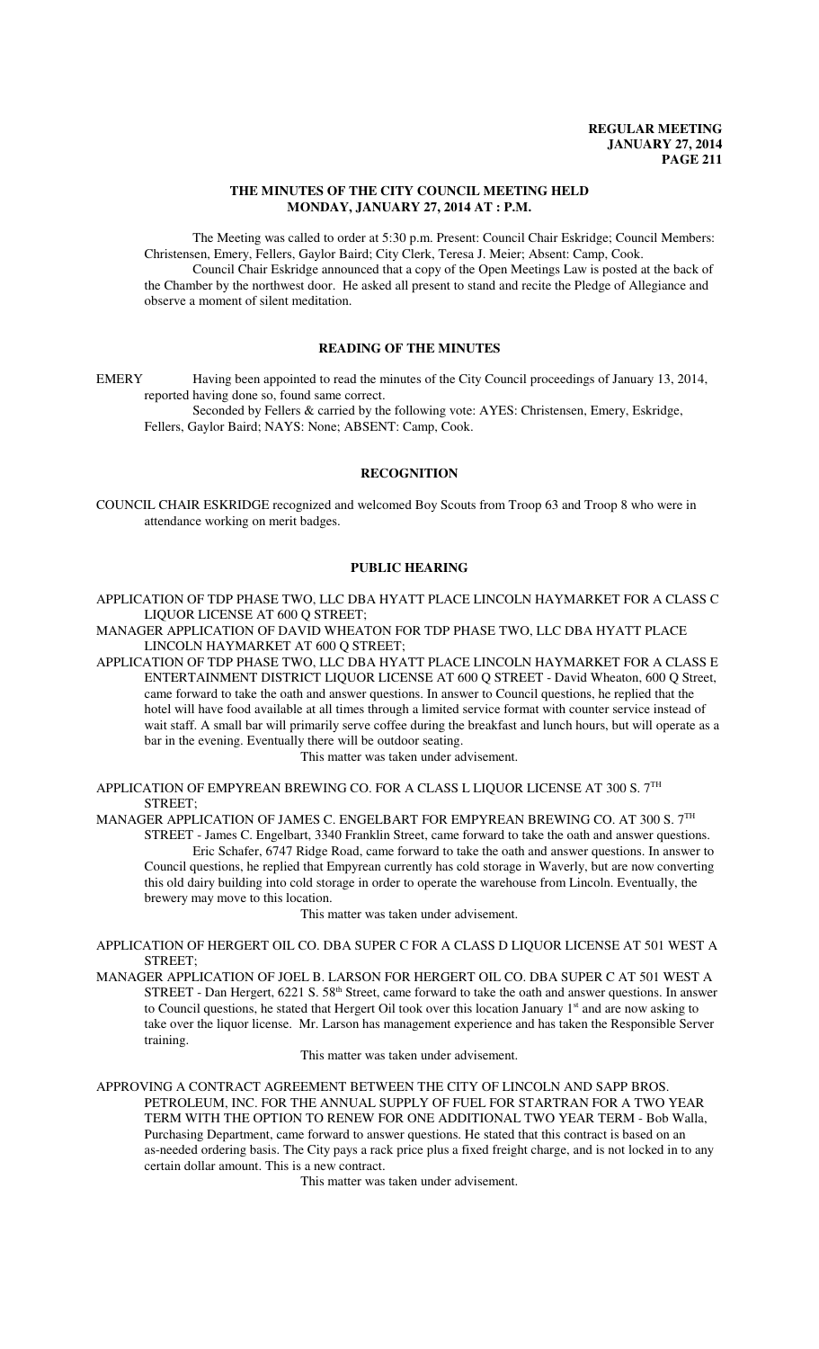### THE MINUTES OF THE CITY COUNCIL MEETING HELD MONDAY, JANUARY 27, 2014 AT : P.M.

The Meeting was called to order at 5:30 p.m. Present: Council Chair Eskridge; Council Members: Christensen, Emery, Fellers, Gaylor Baird; City Clerk, Teresa J. Meier; Absent: Camp, Cook.

Council Chair Eskridge announced that a copy of the Open Meetings Law is posted at the back of the Chamber by the northwest door. He asked all present to stand and recite the Pledge of Allegiance and observe a moment of silent meditation.

### READING OF THE MINUTES

EMERY Having been appointed to read the minutes of the City Council proceedings of January 13, 2014, reported having done so, found same correct.

Seconded by Fellers & carried by the following vote: AYES: Christensen, Emery, Eskridge, Fellers, Gaylor Baird; NAYS: None; ABSENT: Camp, Cook.

### RECOGNITION

COUNCIL CHAIR ESKRIDGE recognized and welcomed Boy Scouts from Troop 63 and Troop 8 who were in attendance working on merit badges.

### PUBLIC HEARING

APPLICATION OF TDP PHASE TWO, LLC DBA HYATT PLACE LINCOLN HAYMARKET FOR A CLASS C LIQUOR LICENSE AT 600 Q STREET;

MANAGER APPLICATION OF DAVID WHEATON FOR TDP PHASE TWO, LLC DBA HYATT PLACE LINCOLN HAYMARKET AT 600 Q STREET;

APPLICATION OF TDP PHASE TWO, LLC DBA HYATT PLACE LINCOLN HAYMARKET FOR A CLASS E ENTERTAINMENT DISTRICT LIQUOR LICENSE AT 600 Q STREET - David Wheaton, 600 Q Street, came forward to take the oath and answer questions. In answer to Council questions, he replied that the hotel will have food available at all times through a limited service format with counter service instead of wait staff. A small bar will primarily serve coffee during the breakfast and lunch hours, but will operate as a bar in the evening. Eventually there will be outdoor seating.

This matter was taken under advisement.

APPLICATION OF EMPYREAN BREWING CO. FOR A CLASS L LIQUOR LICENSE AT 300 S. 7TH STREET;

MANAGER APPLICATION OF JAMES C. ENGELBART FOR EMPYREAN BREWING CO. AT 300 S. 7TH STREET - James C. Engelbart, 3340 Franklin Street, came forward to take the oath and answer questions.

Eric Schafer, 6747 Ridge Road, came forward to take the oath and answer questions. In answer to Council questions, he replied that Empyrean currently has cold storage in Waverly, but are now converting this old dairy building into cold storage in order to operate the warehouse from Lincoln. Eventually, the brewery may move to this location.

This matter was taken under advisement.

APPLICATION OF HERGERT OIL CO. DBA SUPER C FOR A CLASS D LIQUOR LICENSE AT 501 WEST A STREET;

MANAGER APPLICATION OF JOEL B. LARSON FOR HERGERT OIL CO. DBA SUPER C AT 501 WEST A STREET - Dan Hergert, 6221 S. 58th Street, came forward to take the oath and answer questions. In answer to Council questions, he stated that Hergert Oil took over this location January 1st and are now asking to take over the liquor license. Mr. Larson has management experience and has taken the Responsible Server training.

This matter was taken under advisement.

APPROVING A CONTRACT AGREEMENT BETWEEN THE CITY OF LINCOLN AND SAPP BROS. PETROLEUM, INC. FOR THE ANNUAL SUPPLY OF FUEL FOR STARTRAN FOR A TWO YEAR TERM WITH THE OPTION TO RENEW FOR ONE ADDITIONAL TWO YEAR TERM - Bob Walla, Purchasing Department, came forward to answer questions. He stated that this contract is based on an as-needed ordering basis. The City pays a rack price plus a fixed freight charge, and is not locked in to any certain dollar amount. This is a new contract.

This matter was taken under advisement.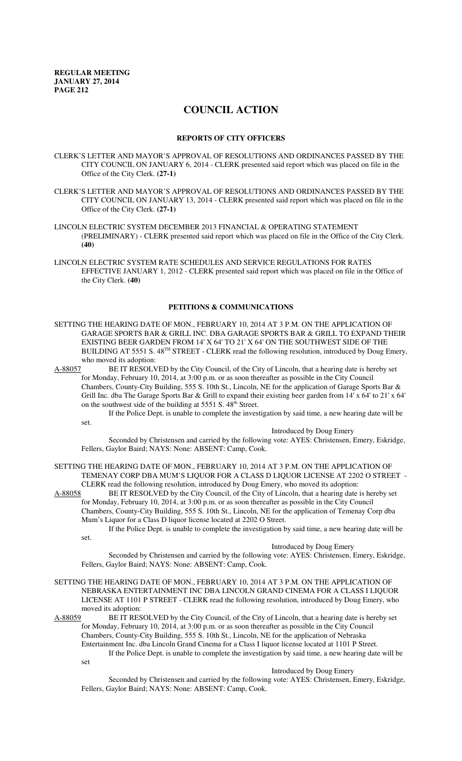# COUNCIL ACTION

## REPORTS OF CITY OFFICERS

CLERK'S LETTER AND MAYOR'S APPROVAL OF RESOLUTIONS AND ORDINANCES PASSED BY THE CITY COUNCIL ON JANUARY 6, 2014 - CLERK presented said report which was placed on file in the Office of the City Clerk. **(27-1)**

CLERK'S LETTER AND MAYOR'S APPROVAL OF RESOLUTIONS AND ORDINANCES PASSED BY THE CITY COUNCIL ON JANUARY 13, 2014 - CLERK presented said report which was placed on file in the Office of the City Clerk. **(27-1)**

LINCOLN ELECTRIC SYSTEM DECEMBER 2013 FINANCIAL & OPERATING STATEMENT (PRELIMINARY) - CLERK presented said report which was placed on file in the Office of the City Clerk. **(40)**

LINCOLN ELECTRIC SYSTEM RATE SCHEDULES AND SERVICE REGULATIONS FOR RATES EFFECTIVE JANUARY 1, 2012 - CLERK presented said report which was placed on file in the Office of the City Clerk. **(40)**

## PETITIONS & COMMUNICATIONS

SETTING THE HEARING DATE OF MON., FEBRUARY 10, 2014 AT 3 P.M. ON THE APPLICATION OF GARAGE SPORTS BAR & GRILL INC. DBA GARAGE SPORTS BAR & GRILL TO EXPAND THEIR EXISTING BEER GARDEN FROM 14' X 64' TO 21' X 64' ON THE SOUTHWEST SIDE OF THE BUILDING AT 5551 S. 48TH STREET - CLERK read the following resolution, introduced by Doug Emery, who moved its adoption:

A-88057 BE IT RESOLVED by the City Council, of the City of Lincoln, that a hearing date is hereby set for Monday, February 10, 2014, at 3:00 p.m. or as soon thereafter as possible in the City Council Chambers, County-City Building, 555 S. 10th St., Lincoln, NE for the application of Garage Sports Bar & Grill Inc. dba The Garage Sports Bar & Grill to expand their existing beer garden from 14' x 64' to 21' x 64' on the southwest side of the building at 5551 S. 48th Street.

If the Police Dept. is unable to complete the investigation by said time, a new hearing date will be set.

Introduced by Doug Emery

Seconded by Christensen and carried by the following vote: AYES: Christensen, Emery, Eskridge, Fellers, Gaylor Baird; NAYS: None: ABSENT: Camp, Cook.

SETTING THE HEARING DATE OF MON., FEBRUARY 10, 2014 AT 3 P.M. ON THE APPLICATION OF TEMENAY CORP DBA MUM'S LIQUOR FOR A CLASS D LIQUOR LICENSE AT 2202 O STREET - CLERK read the following resolution, introduced by Doug Emery, who moved its adoption:

A-88058 BE IT RESOLVED by the City Council, of the City of Lincoln, that a hearing date is hereby set for Monday, February 10, 2014, at 3:00 p.m. or as soon thereafter as possible in the City Council Chambers, County-City Building, 555 S. 10th St., Lincoln, NE for the application of Temenay Corp dba Mum's Liquor for a Class D liquor license located at 2202 O Street.

If the Police Dept. is unable to complete the investigation by said time, a new hearing date will be set.

Introduced by Doug Emery

Seconded by Christensen and carried by the following vote: AYES: Christensen, Emery, Eskridge, Fellers, Gaylor Baird; NAYS: None: ABSENT: Camp, Cook.

SETTING THE HEARING DATE OF MON., FEBRUARY 10, 2014 AT 3 P.M. ON THE APPLICATION OF NEBRASKA ENTERTAINMENT INC DBA LINCOLN GRAND CINEMA FOR A CLASS I LIQUOR LICENSE AT 1101 P STREET - CLERK read the following resolution, introduced by Doug Emery, who moved its adoption:

A-88059 BE IT RESOLVED by the City Council, of the City of Lincoln, that a hearing date is hereby set for Monday, February 10, 2014, at 3:00 p.m. or as soon thereafter as possible in the City Council Chambers, County-City Building, 555 S. 10th St., Lincoln, NE for the application of Nebraska Entertainment Inc. dba Lincoln Grand Cinema for a Class I liquor license located at 1101 P Street.

If the Police Dept. is unable to complete the investigation by said time, a new hearing date will be set

Introduced by Doug Emery

Seconded by Christensen and carried by the following vote: AYES: Christensen, Emery, Eskridge, Fellers, Gaylor Baird; NAYS: None: ABSENT: Camp, Cook.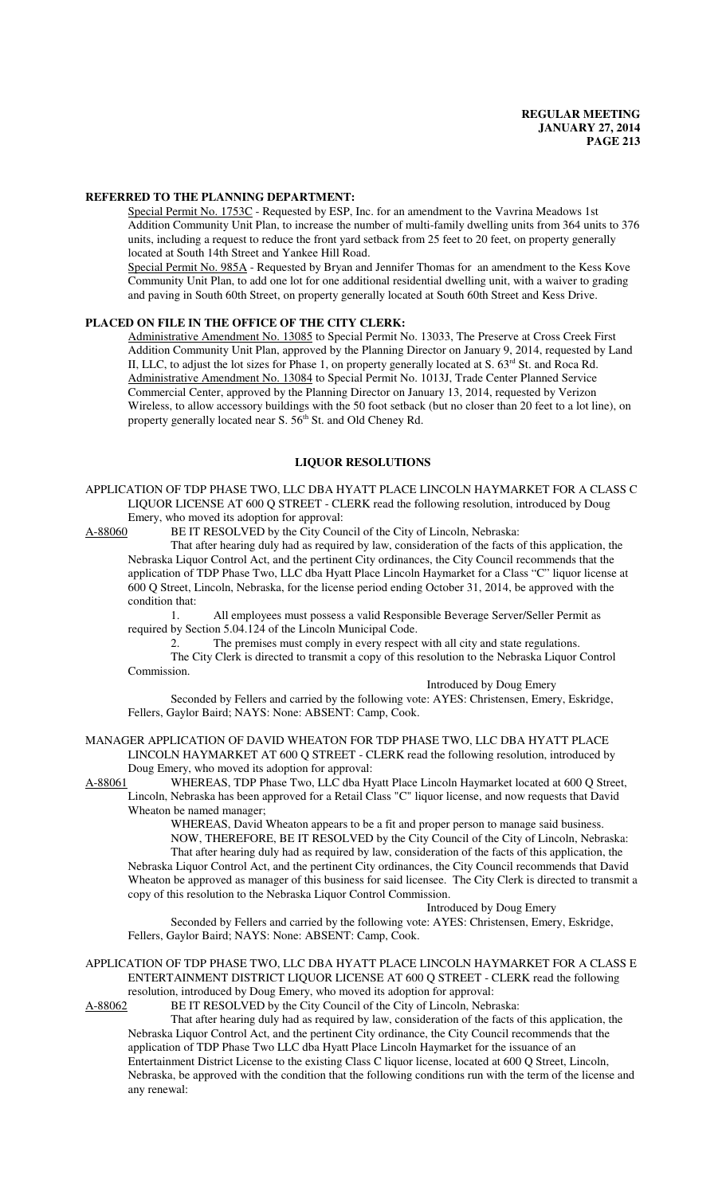**REFERRED TO THE PLANNING DEPARTMENT:**

Special Permit No. 1753C - Requested by ESP, Inc. for an amendment to the Vavrina Meadows 1st Addition Community Unit Plan, to increase the number of multi-family dwelling units from 364 units to 376 units, including a request to reduce the front yard setback from 25 feet to 20 feet, on property generally located at South 14th Street and Yankee Hill Road.

Special Permit No. 985A - Requested by Bryan and Jennifer Thomas for an amendment to the Kess Kove Community Unit Plan, to add one lot for one additional residential dwelling unit, with a waiver to grading and paving in South 60th Street, on property generally located at South 60th Street and Kess Drive.

**PLACED ON FILE IN THE OFFICE OF THE CITY CLERK:**

Administrative Amendment No. 13085 to Special Permit No. 13033, The Preserve at Cross Creek First Addition Community Unit Plan, approved by the Planning Director on January 9, 2014, requested by Land II, LLC, to adjust the lot sizes for Phase 1, on property generally located at S. 63rd St. and Roca Rd.

Administrative Amendment No. 13084 to Special Permit No. 1013J, Trade Center Planned Service Commercial Center, approved by the Planning Director on January 13, 2014, requested by Verizon Wireless, to allow accessory buildings with the 50 foot setback (but no closer than 20 feet to a lot line), on property generally located near S. 56th St. and Old Cheney Rd.

**LIQUOR RESOLUTIONS**

APPLICATION OF TDP PHASE TWO, LLC DBA HYATT PLACE LINCOLN HAYMARKET FOR A CLASS C LIQUOR LICENSE AT 600 Q STREET - CLERK read the following resolution, introduced by Doug Emery, who moved its adoption for approval:

A-88060 BE IT RESOLVED by the City Council of the City of Lincoln, Nebraska:

That after hearing duly had as required by law, consideration of the facts of this application, the Nebraska Liquor Control Act, and the pertinent City ordinances, the City Council recommends that the application of TDP Phase Two, LLC dba Hyatt Place Lincoln Haymarket for a Class "C" liquor license at 600 Q Street, Lincoln, Nebraska, for the license period ending October 31, 2014, be approved with the condition that:

1. All employees must possess a valid Responsible Beverage Server/Seller Permit as required by Section 5.04.124 of the Lincoln Municipal Code.
2. The premises must comply in every respect with all city and state regulations.

The City Clerk is directed to transmit a copy of this resolution to the Nebraska Liquor Control Commission.

Introduced by Doug Emery

Seconded by Fellers and carried by the following vote: AYES: Christensen, Emery, Eskridge, Fellers, Gaylor Baird; NAYS: None: ABSENT: Camp, Cook.

MANAGER APPLICATION OF DAVID WHEATON FOR TDP PHASE TWO, LLC DBA HYATT PLACE LINCOLN HAYMARKET AT 600 Q STREET - CLERK read the following resolution, introduced by Doug Emery, who moved its adoption for approval:

A-88061 WHEREAS, TDP Phase Two, LLC dba Hyatt Place Lincoln Haymarket located at 600 Q Street, Lincoln, Nebraska has been approved for a Retail Class "C" liquor license, and now requests that David Wheaton be named manager;

WHEREAS, David Wheaton appears to be a fit and proper person to manage said business.

NOW, THEREFORE, BE IT RESOLVED by the City Council of the City of Lincoln, Nebraska:

That after hearing duly had as required by law, consideration of the facts of this application, the Nebraska Liquor Control Act, and the pertinent City ordinances, the City Council recommends that David Wheaton be approved as manager of this business for said licensee. The City Clerk is directed to transmit a copy of this resolution to the Nebraska Liquor Control Commission.

Introduced by Doug Emery

Seconded by Fellers and carried by the following vote: AYES: Christensen, Emery, Eskridge, Fellers, Gaylor Baird; NAYS: None: ABSENT: Camp, Cook.

APPLICATION OF TDP PHASE TWO, LLC DBA HYATT PLACE LINCOLN HAYMARKET FOR A CLASS E ENTERTAINMENT DISTRICT LIQUOR LICENSE AT 600 Q STREET - CLERK read the following resolution, introduced by Doug Emery, who moved its adoption for approval:

A-88062 BE IT RESOLVED by the City Council of the City of Lincoln, Nebraska:

That after hearing duly had as required by law, consideration of the facts of this application, the Nebraska Liquor Control Act, and the pertinent City ordinance, the City Council recommends that the application of TDP Phase Two LLC dba Hyatt Place Lincoln Haymarket for the issuance of an Entertainment District License to the existing Class C liquor license, located at 600 Q Street, Lincoln, Nebraska, be approved with the condition that the following conditions run with the term of the license and any renewal: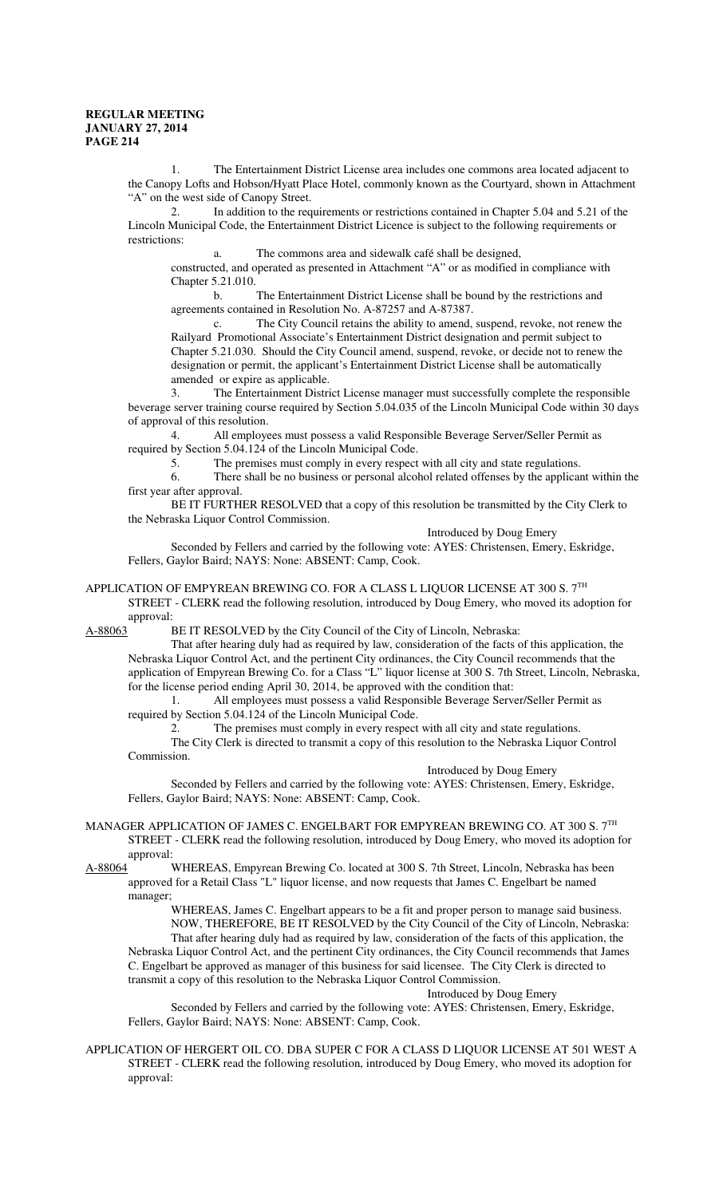1. The Entertainment District License area includes one commons area located adjacent to the Canopy Lofts and Hobson/Hyatt Place Hotel, commonly known as the Courtyard, shown in Attachment "A" on the west side of Canopy Street.

2. In addition to the requirements or restrictions contained in Chapter 5.04 and 5.21 of the Lincoln Municipal Code, the Entertainment District Licence is subject to the following requirements or restrictions:

a. The commons area and sidewalk café shall be designed, constructed, and operated as presented in Attachment "A" or as modified in compliance with Chapter 5.21.010.

b. The Entertainment District License shall be bound by the restrictions and agreements contained in Resolution No. A-87257 and A-87387.

c. The City Council retains the ability to amend, suspend, revoke, not renew the Railyard Promotional Associate's Entertainment District designation and permit subject to Chapter 5.21.030. Should the City Council amend, suspend, revoke, or decide not to renew the designation or permit, the applicant's Entertainment District License shall be automatically amended or expire as applicable.

3. The Entertainment District License manager must successfully complete the responsible beverage server training course required by Section 5.04.035 of the Lincoln Municipal Code within 30 days of approval of this resolution.

4. All employees must possess a valid Responsible Beverage Server/Seller Permit as required by Section 5.04.124 of the Lincoln Municipal Code.

5. The premises must comply in every respect with all city and state regulations.

6. There shall be no business or personal alcohol related offenses by the applicant within the first year after approval.

BE IT FURTHER RESOLVED that a copy of this resolution be transmitted by the City Clerk to the Nebraska Liquor Control Commission.

Introduced by Doug Emery

Seconded by Fellers and carried by the following vote: AYES: Christensen, Emery, Eskridge, Fellers, Gaylor Baird; NAYS: None: ABSENT: Camp, Cook.

APPLICATION OF EMPYREAN BREWING CO. FOR A CLASS L LIQUOR LICENSE AT 300 S. 7TH STREET - CLERK read the following resolution, introduced by Doug Emery, who moved its adoption for approval:

A-88063 BE IT RESOLVED by the City Council of the City of Lincoln, Nebraska:

That after hearing duly had as required by law, consideration of the facts of this application, the Nebraska Liquor Control Act, and the pertinent City ordinances, the City Council recommends that the application of Empyrean Brewing Co. for a Class "L" liquor license at 300 S. 7th Street, Lincoln, Nebraska, for the license period ending April 30, 2014, be approved with the condition that:

1. All employees must possess a valid Responsible Beverage Server/Seller Permit as required by Section 5.04.124 of the Lincoln Municipal Code.

2. The premises must comply in every respect with all city and state regulations.

The City Clerk is directed to transmit a copy of this resolution to the Nebraska Liquor Control Commission.

Introduced by Doug Emery

Seconded by Fellers and carried by the following vote: AYES: Christensen, Emery, Eskridge, Fellers, Gaylor Baird; NAYS: None: ABSENT: Camp, Cook.

MANAGER APPLICATION OF JAMES C. ENGELBART FOR EMPYREAN BREWING CO. AT 300 S. 7TH STREET - CLERK read the following resolution, introduced by Doug Emery, who moved its adoption for approval:

A-88064 WHEREAS, Empyrean Brewing Co. located at 300 S. 7th Street, Lincoln, Nebraska has been approved for a Retail Class "L" liquor license, and now requests that James C. Engelbart be named manager;

WHEREAS, James C. Engelbart appears to be a fit and proper person to manage said business.

NOW, THEREFORE, BE IT RESOLVED by the City Council of the City of Lincoln, Nebraska:

That after hearing duly had as required by law, consideration of the facts of this application, the Nebraska Liquor Control Act, and the pertinent City ordinances, the City Council recommends that James C. Engelbart be approved as manager of this business for said licensee. The City Clerk is directed to transmit a copy of this resolution to the Nebraska Liquor Control Commission.

Introduced by Doug Emery

Seconded by Fellers and carried by the following vote: AYES: Christensen, Emery, Eskridge, Fellers, Gaylor Baird; NAYS: None: ABSENT: Camp, Cook.

APPLICATION OF HERGERT OIL CO. DBA SUPER C FOR A CLASS D LIQUOR LICENSE AT 501 WEST A STREET - CLERK read the following resolution, introduced by Doug Emery, who moved its adoption for approval: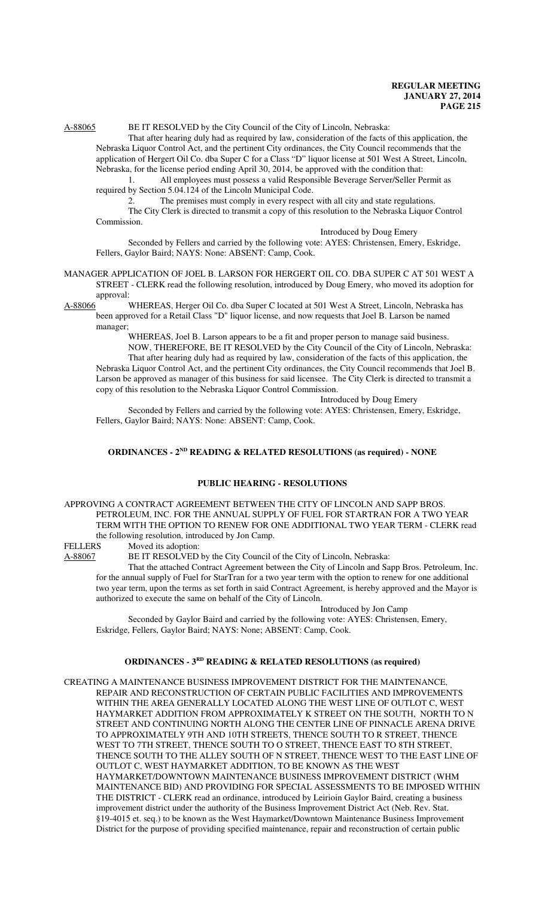A-88065 BE IT RESOLVED by the City Council of the City of Lincoln, Nebraska:

That after hearing duly had as required by law, consideration of the facts of this application, the Nebraska Liquor Control Act, and the pertinent City ordinances, the City Council recommends that the application of Hergert Oil Co. dba Super C for a Class "D" liquor license at 501 West A Street, Lincoln, Nebraska, for the license period ending April 30, 2014, be approved with the condition that:

1. All employees must possess a valid Responsible Beverage Server/Seller Permit as required by Section 5.04.124 of the Lincoln Municipal Code.
2. The premises must comply in every respect with all city and state regulations.

The City Clerk is directed to transmit a copy of this resolution to the Nebraska Liquor Control Commission.

Introduced by Doug Emery

Seconded by Fellers and carried by the following vote: AYES: Christensen, Emery, Eskridge, Fellers, Gaylor Baird; NAYS: None: ABSENT: Camp, Cook.

MANAGER APPLICATION OF JOEL B. LARSON FOR HERGERT OIL CO. DBA SUPER C AT 501 WEST A STREET - CLERK read the following resolution, introduced by Doug Emery, who moved its adoption for approval:

A-88066 WHEREAS, Herger Oil Co. dba Super C located at 501 West A Street, Lincoln, Nebraska has been approved for a Retail Class "D" liquor license, and now requests that Joel B. Larson be named manager;

WHEREAS, Joel B. Larson appears to be a fit and proper person to manage said business.

NOW, THEREFORE, BE IT RESOLVED by the City Council of the City of Lincoln, Nebraska:

That after hearing duly had as required by law, consideration of the facts of this application, the Nebraska Liquor Control Act, and the pertinent City ordinances, the City Council recommends that Joel B. Larson be approved as manager of this business for said licensee. The City Clerk is directed to transmit a copy of this resolution to the Nebraska Liquor Control Commission.

Introduced by Doug Emery

Seconded by Fellers and carried by the following vote: AYES: Christensen, Emery, Eskridge, Fellers, Gaylor Baird; NAYS: None: ABSENT: Camp, Cook.

## ORDINANCES - 2ND READING & RELATED RESOLUTIONS (as required) - NONE

## PUBLIC HEARING - RESOLUTIONS

APPROVING A CONTRACT AGREEMENT BETWEEN THE CITY OF LINCOLN AND SAPP BROS. PETROLEUM, INC. FOR THE ANNUAL SUPPLY OF FUEL FOR STARTRAN FOR A TWO YEAR TERM WITH THE OPTION TO RENEW FOR ONE ADDITIONAL TWO YEAR TERM - CLERK read the following resolution, introduced by Jon Camp.

FELLERS Moved its adoption:

A-88067 BE IT RESOLVED by the City Council of the City of Lincoln, Nebraska:

That the attached Contract Agreement between the City of Lincoln and Sapp Bros. Petroleum, Inc. for the annual supply of Fuel for StarTran for a two year term with the option to renew for one additional two year term, upon the terms as set forth in said Contract Agreement, is hereby approved and the Mayor is authorized to execute the same on behalf of the City of Lincoln.

Introduced by Jon Camp

Seconded by Gaylor Baird and carried by the following vote: AYES: Christensen, Emery, Eskridge, Fellers, Gaylor Baird; NAYS: None; ABSENT: Camp, Cook.

## ORDINANCES - 3RD READING & RELATED RESOLUTIONS (as required)

CREATING A MAINTENANCE BUSINESS IMPROVEMENT DISTRICT FOR THE MAINTENANCE, REPAIR AND RECONSTRUCTION OF CERTAIN PUBLIC FACILITIES AND IMPROVEMENTS WITHIN THE AREA GENERALLY LOCATED ALONG THE WEST LINE OF OUTLOT C, WEST HAYMARKET ADDITION FROM APPROXIMATELY K STREET ON THE SOUTH, NORTH TO N STREET AND CONTINUING NORTH ALONG THE CENTER LINE OF PINNACLE ARENA DRIVE TO APPROXIMATELY 9TH AND 10TH STREETS, THENCE SOUTH TO R STREET, THENCE WEST TO 7TH STREET, THENCE SOUTH TO O STREET, THENCE EAST TO 8TH STREET, THENCE SOUTH TO THE ALLEY SOUTH OF N STREET, THENCE WEST TO THE EAST LINE OF OUTLOT C, WEST HAYMARKET ADDITION, TO BE KNOWN AS THE WEST HAYMARKET/DOWNTOWN MAINTENANCE BUSINESS IMPROVEMENT DISTRICT (WHM MAINTENANCE BID) AND PROVIDING FOR SPECIAL ASSESSMENTS TO BE IMPOSED WITHIN THE DISTRICT - CLERK read an ordinance, introduced by Leirioin Gaylor Baird, creating a business improvement district under the authority of the Business Improvement District Act (Neb. Rev. Stat. §19-4015 et. seq.) to be known as the West Haymarket/Downtown Maintenance Business Improvement District for the purpose of providing specified maintenance, repair and reconstruction of certain public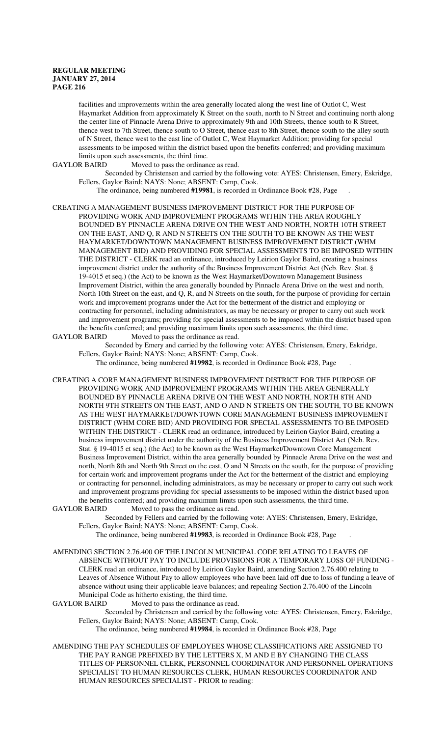facilities and improvements within the area generally located along the west line of Outlot C, West Haymarket Addition from approximately K Street on the south, north to N Street and continuing north along the center line of Pinnacle Arena Drive to approximately 9th and 10th Streets, thence south to R Street, thence west to 7th Street, thence south to O Street, thence east to 8th Street, thence south to the alley south of N Street, thence west to the east line of Outlot C, West Haymarket Addition; providing for special assessments to be imposed within the district based upon the benefits conferred; and providing maximum limits upon such assessments, the third time.

GAYLOR BAIRD Moved to pass the ordinance as read.

Seconded by Christensen and carried by the following vote: AYES: Christensen, Emery, Eskridge, Fellers, Gaylor Baird; NAYS: None; ABSENT: Camp, Cook.

The ordinance, being numbered **#19981**, is recorded in Ordinance Book #28, Page .

CREATING A MANAGEMENT BUSINESS IMPROVEMENT DISTRICT FOR THE PURPOSE OF PROVIDING WORK AND IMPROVEMENT PROGRAMS WITHIN THE AREA ROUGHLY BOUNDED BY PINNACLE ARENA DRIVE ON THE WEST AND NORTH, NORTH 10TH STREET ON THE EAST, AND Q, R AND N STREETS ON THE SOUTH TO BE KNOWN AS THE WEST HAYMARKET/DOWNTOWN MANAGEMENT BUSINESS IMPROVEMENT DISTRICT (WHM MANAGEMENT BID) AND PROVIDING FOR SPECIAL ASSESSMENTS TO BE IMPOSED WITHIN THE DISTRICT - CLERK read an ordinance, introduced by Leirion Gaylor Baird, creating a business improvement district under the authority of the Business Improvement District Act (Neb. Rev. Stat. § 19-4015 et seq.) (the Act) to be known as the West Haymarket/Downtown Management Business Improvement District, within the area generally bounded by Pinnacle Arena Drive on the west and north, North 10th Street on the east, and Q, R, and N Streets on the south, for the purpose of providing for certain work and improvement programs under the Act for the betterment of the district and employing or contracting for personnel, including administrators, as may be necessary or proper to carry out such work and improvement programs; providing for special assessments to be imposed within the district based upon the benefits conferred; and providing maximum limits upon such assessments, the third time.

GAYLOR BAIRD Moved to pass the ordinance as read.

Seconded by Emery and carried by the following vote: AYES: Christensen, Emery, Eskridge, Fellers, Gaylor Baird; NAYS: None; ABSENT: Camp, Cook.

The ordinance, being numbered **#19982**, is recorded in Ordinance Book #28, Page .

CREATING A CORE MANAGEMENT BUSINESS IMPROVEMENT DISTRICT FOR THE PURPOSE OF PROVIDING WORK AND IMPROVEMENT PROGRAMS WITHIN THE AREA GENERALLY BOUNDED BY PINNACLE ARENA DRIVE ON THE WEST AND NORTH, NORTH 8TH AND NORTH 9TH STREETS ON THE EAST, AND O AND N STREETS ON THE SOUTH, TO BE KNOWN AS THE WEST HAYMARKET/DOWNTOWN CORE MANAGEMENT BUSINESS IMPROVEMENT DISTRICT (WHM CORE BID) AND PROVIDING FOR SPECIAL ASSESSMENTS TO BE IMPOSED WITHIN THE DISTRICT - CLERK read an ordinance, introduced by Leirion Gaylor Baird, creating a business improvement district under the authority of the Business Improvement District Act (Neb. Rev. Stat. § 19-4015 et seq.) (the Act) to be known as the West Haymarket/Downtown Core Management Business Improvement District, within the area generally bounded by Pinnacle Arena Drive on the west and north, North 8th and North 9th Street on the east, O and N Streets on the south, for the purpose of providing for certain work and improvement programs under the Act for the betterment of the district and employing or contracting for personnel, including administrators, as may be necessary or proper to carry out such work and improvement programs providing for special assessments to be imposed within the district based upon the benefits conferred; and providing maximum limits upon such assessments, the third time.

GAYLOR BAIRD Moved to pass the ordinance as read.

Seconded by Fellers and carried by the following vote: AYES: Christensen, Emery, Eskridge, Fellers, Gaylor Baird; NAYS: None; ABSENT: Camp, Cook.

The ordinance, being numbered **#19983**, is recorded in Ordinance Book #28, Page .

AMENDING SECTION 2.76.400 OF THE LINCOLN MUNICIPAL CODE RELATING TO LEAVES OF ABSENCE WITHOUT PAY TO INCLUDE PROVISIONS FOR A TEMPORARY LOSS OF FUNDING - CLERK read an ordinance, introduced by Leirion Gaylor Baird, amending Section 2.76.400 relating to Leaves of Absence Without Pay to allow employees who have been laid off due to loss of funding a leave of absence without using their applicable leave balances; and repealing Section 2.76.400 of the Lincoln Municipal Code as hitherto existing, the third time.

GAYLOR BAIRD Moved to pass the ordinance as read.

Seconded by Christensen and carried by the following vote: AYES: Christensen, Emery, Eskridge, Fellers, Gaylor Baird; NAYS: None; ABSENT: Camp, Cook.

The ordinance, being numbered **#19984**, is recorded in Ordinance Book #28, Page .

AMENDING THE PAY SCHEDULES OF EMPLOYEES WHOSE CLASSIFICATIONS ARE ASSIGNED TO THE PAY RANGE PREFIXED BY THE LETTERS X, M AND E BY CHANGING THE CLASS TITLES OF PERSONNEL CLERK, PERSONNEL COORDINATOR AND PERSONNEL OPERATIONS SPECIALIST TO HUMAN RESOURCES CLERK, HUMAN RESOURCES COORDINATOR AND HUMAN RESOURCES SPECIALIST - PRIOR to reading: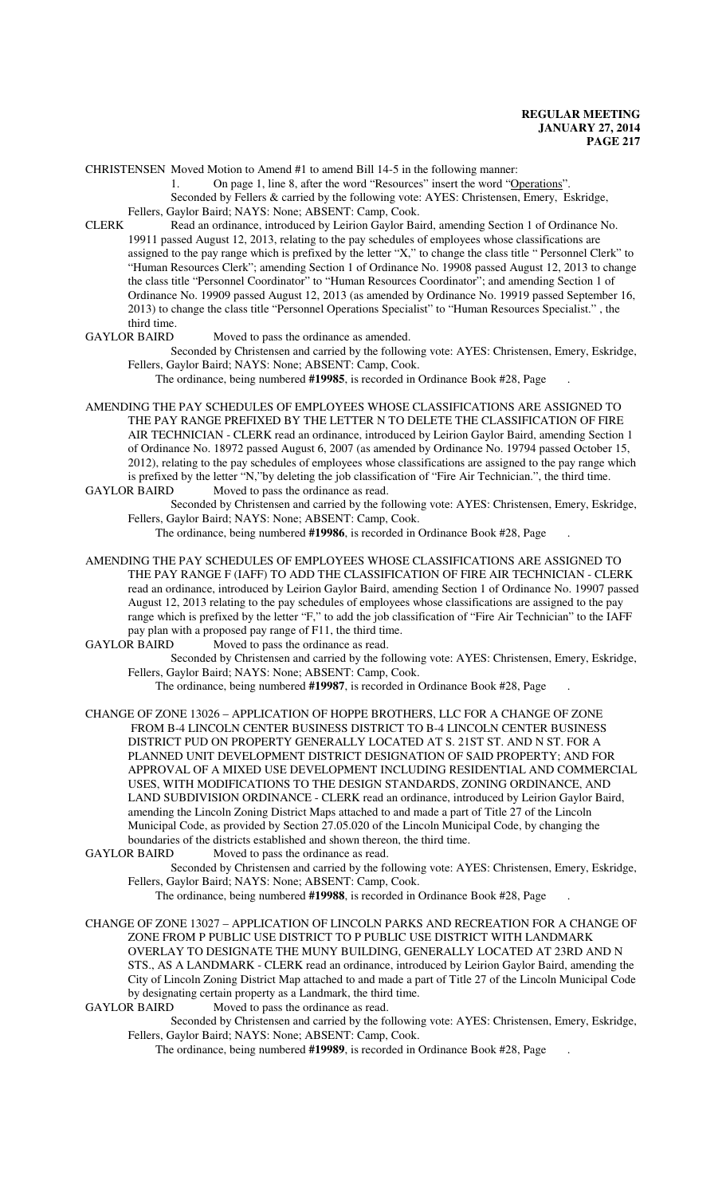CHRISTENSEN Moved Motion to Amend #1 to amend Bill 14-5 in the following manner:

1. On page 1, line 8, after the word "Resources" insert the word "Operations".

Seconded by Fellers & carried by the following vote: AYES: Christensen, Emery, Eskridge, Fellers, Gaylor Baird; NAYS: None; ABSENT: Camp, Cook.

CLERK Read an ordinance, introduced by Leirion Gaylor Baird, amending Section 1 of Ordinance No. 19911 passed August 12, 2013, relating to the pay schedules of employees whose classifications are assigned to the pay range which is prefixed by the letter "X," to change the class title " Personnel Clerk" to "Human Resources Clerk"; amending Section 1 of Ordinance No. 19908 passed August 12, 2013 to change the class title "Personnel Coordinator" to "Human Resources Coordinator"; and amending Section 1 of Ordinance No. 19909 passed August 12, 2013 (as amended by Ordinance No. 19919 passed September 16, 2013) to change the class title "Personnel Operations Specialist" to "Human Resources Specialist." , the third time.

GAYLOR BAIRD Moved to pass the ordinance as amended.

Seconded by Christensen and carried by the following vote: AYES: Christensen, Emery, Eskridge, Fellers, Gaylor Baird; NAYS: None; ABSENT: Camp, Cook.

The ordinance, being numbered **#19985**, is recorded in Ordinance Book #28, Page .

AMENDING THE PAY SCHEDULES OF EMPLOYEES WHOSE CLASSIFICATIONS ARE ASSIGNED TO THE PAY RANGE PREFIXED BY THE LETTER N TO DELETE THE CLASSIFICATION OF FIRE AIR TECHNICIAN - CLERK read an ordinance, introduced by Leirion Gaylor Baird, amending Section 1 of Ordinance No. 18972 passed August 6, 2007 (as amended by Ordinance No. 19794 passed October 15, 2012), relating to the pay schedules of employees whose classifications are assigned to the pay range which is prefixed by the letter "N,"by deleting the job classification of "Fire Air Technician.", the third time.

GAYLOR BAIRD Moved to pass the ordinance as read.

Seconded by Christensen and carried by the following vote: AYES: Christensen, Emery, Eskridge, Fellers, Gaylor Baird; NAYS: None; ABSENT: Camp, Cook.

The ordinance, being numbered **#19986**, is recorded in Ordinance Book #28, Page .

AMENDING THE PAY SCHEDULES OF EMPLOYEES WHOSE CLASSIFICATIONS ARE ASSIGNED TO THE PAY RANGE F (IAFF) TO ADD THE CLASSIFICATION OF FIRE AIR TECHNICIAN - CLERK read an ordinance, introduced by Leirion Gaylor Baird, amending Section 1 of Ordinance No. 19907 passed August 12, 2013 relating to the pay schedules of employees whose classifications are assigned to the pay range which is prefixed by the letter "F," to add the job classification of "Fire Air Technician" to the IAFF pay plan with a proposed pay range of F11, the third time.

GAYLOR BAIRD Moved to pass the ordinance as read.

Seconded by Christensen and carried by the following vote: AYES: Christensen, Emery, Eskridge, Fellers, Gaylor Baird; NAYS: None; ABSENT: Camp, Cook.

The ordinance, being numbered **#19987**, is recorded in Ordinance Book #28, Page .

CHANGE OF ZONE 13026 – APPLICATION OF HOPPE BROTHERS, LLC FOR A CHANGE OF ZONE FROM B-4 LINCOLN CENTER BUSINESS DISTRICT TO B-4 LINCOLN CENTER BUSINESS DISTRICT PUD ON PROPERTY GENERALLY LOCATED AT S. 21ST ST. AND N ST. FOR A PLANNED UNIT DEVELOPMENT DISTRICT DESIGNATION OF SAID PROPERTY; AND FOR APPROVAL OF A MIXED USE DEVELOPMENT INCLUDING RESIDENTIAL AND COMMERCIAL USES, WITH MODIFICATIONS TO THE DESIGN STANDARDS, ZONING ORDINANCE, AND LAND SUBDIVISION ORDINANCE - CLERK read an ordinance, introduced by Leirion Gaylor Baird, amending the Lincoln Zoning District Maps attached to and made a part of Title 27 of the Lincoln Municipal Code, as provided by Section 27.05.020 of the Lincoln Municipal Code, by changing the boundaries of the districts established and shown thereon, the third time.

GAYLOR BAIRD Moved to pass the ordinance as read.

Seconded by Christensen and carried by the following vote: AYES: Christensen, Emery, Eskridge, Fellers, Gaylor Baird; NAYS: None; ABSENT: Camp, Cook.

The ordinance, being numbered **#19988**, is recorded in Ordinance Book #28, Page .

CHANGE OF ZONE 13027 – APPLICATION OF LINCOLN PARKS AND RECREATION FOR A CHANGE OF ZONE FROM P PUBLIC USE DISTRICT TO P PUBLIC USE DISTRICT WITH LANDMARK OVERLAY TO DESIGNATE THE MUNY BUILDING, GENERALLY LOCATED AT 23RD AND N STS., AS A LANDMARK - CLERK read an ordinance, introduced by Leirion Gaylor Baird, amending the City of Lincoln Zoning District Map attached to and made a part of Title 27 of the Lincoln Municipal Code by designating certain property as a Landmark, the third time.

GAYLOR BAIRD Moved to pass the ordinance as read.

Seconded by Christensen and carried by the following vote: AYES: Christensen, Emery, Eskridge, Fellers, Gaylor Baird; NAYS: None; ABSENT: Camp, Cook.

The ordinance, being numbered **#19989**, is recorded in Ordinance Book #28, Page .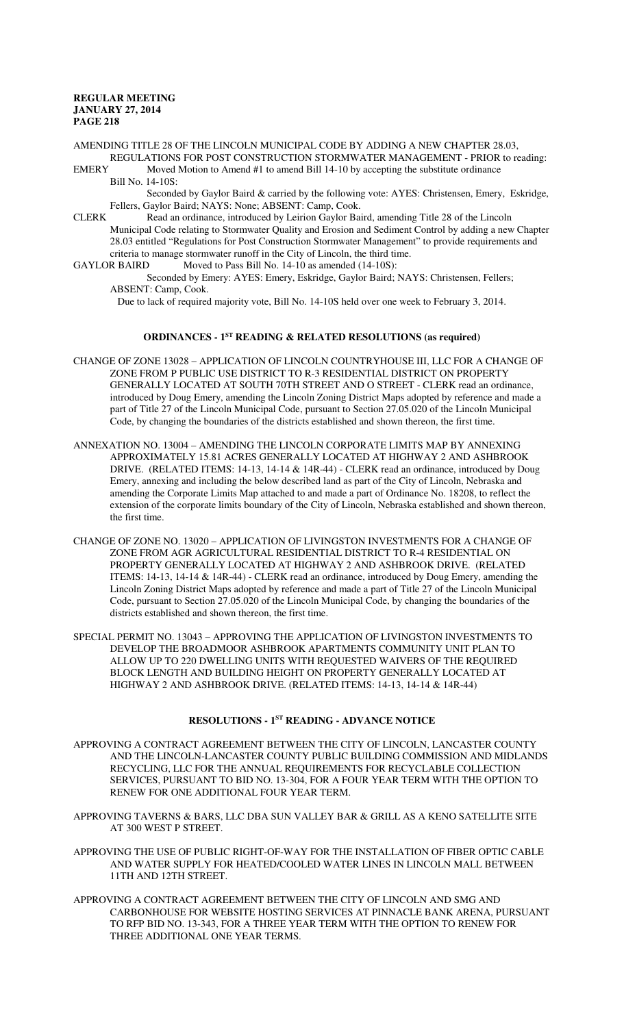AMENDING TITLE 28 OF THE LINCOLN MUNICIPAL CODE BY ADDING A NEW CHAPTER 28.03, REGULATIONS FOR POST CONSTRUCTION STORMWATER MANAGEMENT - PRIOR to reading:

EMERY Moved Motion to Amend #1 to amend Bill 14-10 by accepting the substitute ordinance Bill No. 14-10S:

Seconded by Gaylor Baird & carried by the following vote: AYES: Christensen, Emery, Eskridge, Fellers, Gaylor Baird; NAYS: None; ABSENT: Camp, Cook.

CLERK Read an ordinance, introduced by Leirion Gaylor Baird, amending Title 28 of the Lincoln Municipal Code relating to Stormwater Quality and Erosion and Sediment Control by adding a new Chapter 28.03 entitled "Regulations for Post Construction Stormwater Management" to provide requirements and criteria to manage stormwater runoff in the City of Lincoln, the third time.

GAYLOR BAIRD Moved to Pass Bill No. 14-10 as amended (14-10S):

Seconded by Emery: AYES: Emery, Eskridge, Gaylor Baird; NAYS: Christensen, Fellers; ABSENT: Camp, Cook.

Due to lack of required majority vote, Bill No. 14-10S held over one week to February 3, 2014.

## ORDINANCES - 1ST READING & RELATED RESOLUTIONS (as required)

CHANGE OF ZONE 13028 – APPLICATION OF LINCOLN COUNTRYHOUSE III, LLC FOR A CHANGE OF ZONE FROM P PUBLIC USE DISTRICT TO R-3 RESIDENTIAL DISTRICT ON PROPERTY GENERALLY LOCATED AT SOUTH 70TH STREET AND O STREET - CLERK read an ordinance, introduced by Doug Emery, amending the Lincoln Zoning District Maps adopted by reference and made a part of Title 27 of the Lincoln Municipal Code, pursuant to Section 27.05.020 of the Lincoln Municipal Code, by changing the boundaries of the districts established and shown thereon, the first time.

ANNEXATION NO. 13004 – AMENDING THE LINCOLN CORPORATE LIMITS MAP BY ANNEXING APPROXIMATELY 15.81 ACRES GENERALLY LOCATED AT HIGHWAY 2 AND ASHBROOK DRIVE. (RELATED ITEMS: 14-13, 14-14 & 14R-44) - CLERK read an ordinance, introduced by Doug Emery, annexing and including the below described land as part of the City of Lincoln, Nebraska and amending the Corporate Limits Map attached to and made a part of Ordinance No. 18208, to reflect the extension of the corporate limits boundary of the City of Lincoln, Nebraska established and shown thereon, the first time.

CHANGE OF ZONE NO. 13020 – APPLICATION OF LIVINGSTON INVESTMENTS FOR A CHANGE OF ZONE FROM AGR AGRICULTURAL RESIDENTIAL DISTRICT TO R-4 RESIDENTIAL ON PROPERTY GENERALLY LOCATED AT HIGHWAY 2 AND ASHBROOK DRIVE. (RELATED ITEMS: 14-13, 14-14 & 14R-44) - CLERK read an ordinance, introduced by Doug Emery, amending the Lincoln Zoning District Maps adopted by reference and made a part of Title 27 of the Lincoln Municipal Code, pursuant to Section 27.05.020 of the Lincoln Municipal Code, by changing the boundaries of the districts established and shown thereon, the first time.

SPECIAL PERMIT NO. 13043 – APPROVING THE APPLICATION OF LIVINGSTON INVESTMENTS TO DEVELOP THE BROADMOOR ASHBROOK APARTMENTS COMMUNITY UNIT PLAN TO ALLOW UP TO 220 DWELLING UNITS WITH REQUESTED WAIVERS OF THE REQUIRED BLOCK LENGTH AND BUILDING HEIGHT ON PROPERTY GENERALLY LOCATED AT HIGHWAY 2 AND ASHBROOK DRIVE. (RELATED ITEMS: 14-13, 14-14 & 14R-44)

## RESOLUTIONS - 1ST READING - ADVANCE NOTICE

APPROVING A CONTRACT AGREEMENT BETWEEN THE CITY OF LINCOLN, LANCASTER COUNTY AND THE LINCOLN-LANCASTER COUNTY PUBLIC BUILDING COMMISSION AND MIDLANDS RECYCLING, LLC FOR THE ANNUAL REQUIREMENTS FOR RECYCLABLE COLLECTION SERVICES, PURSUANT TO BID NO. 13-304, FOR A FOUR YEAR TERM WITH THE OPTION TO RENEW FOR ONE ADDITIONAL FOUR YEAR TERM.

APPROVING TAVERNS & BARS, LLC DBA SUN VALLEY BAR & GRILL AS A KENO SATELLITE SITE AT 300 WEST P STREET.

APPROVING THE USE OF PUBLIC RIGHT-OF-WAY FOR THE INSTALLATION OF FIBER OPTIC CABLE AND WATER SUPPLY FOR HEATED/COOLED WATER LINES IN LINCOLN MALL BETWEEN 11TH AND 12TH STREET.

APPROVING A CONTRACT AGREEMENT BETWEEN THE CITY OF LINCOLN AND SMG AND CARBONHOUSE FOR WEBSITE HOSTING SERVICES AT PINNACLE BANK ARENA, PURSUANT TO RFP BID NO. 13-343, FOR A THREE YEAR TERM WITH THE OPTION TO RENEW FOR THREE ADDITIONAL ONE YEAR TERMS.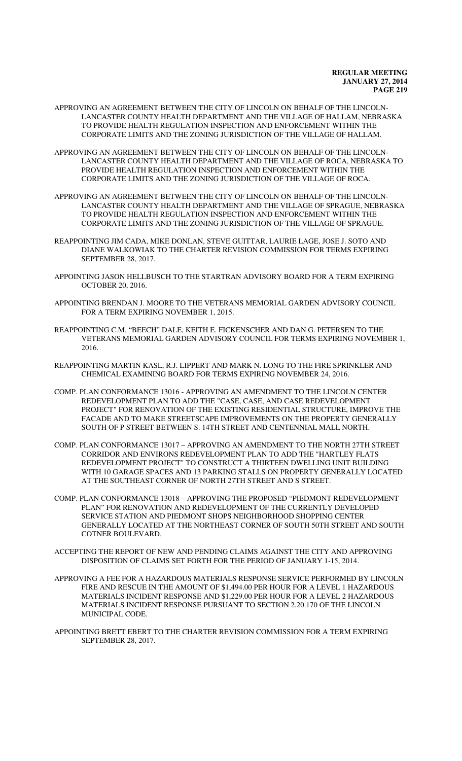APPROVING AN AGREEMENT BETWEEN THE CITY OF LINCOLN ON BEHALF OF THE LINCOLN-LANCASTER COUNTY HEALTH DEPARTMENT AND THE VILLAGE OF HALLAM, NEBRASKA TO PROVIDE HEALTH REGULATION INSPECTION AND ENFORCEMENT WITHIN THE CORPORATE LIMITS AND THE ZONING JURISDICTION OF THE VILLAGE OF HALLAM.

APPROVING AN AGREEMENT BETWEEN THE CITY OF LINCOLN ON BEHALF OF THE LINCOLN-LANCASTER COUNTY HEALTH DEPARTMENT AND THE VILLAGE OF ROCA, NEBRASKA TO PROVIDE HEALTH REGULATION INSPECTION AND ENFORCEMENT WITHIN THE CORPORATE LIMITS AND THE ZONING JURISDICTION OF THE VILLAGE OF ROCA.

APPROVING AN AGREEMENT BETWEEN THE CITY OF LINCOLN ON BEHALF OF THE LINCOLN-LANCASTER COUNTY HEALTH DEPARTMENT AND THE VILLAGE OF SPRAGUE, NEBRASKA TO PROVIDE HEALTH REGULATION INSPECTION AND ENFORCEMENT WITHIN THE CORPORATE LIMITS AND THE ZONING JURISDICTION OF THE VILLAGE OF SPRAGUE.

REAPPOINTING JIM CADA, MIKE DONLAN, STEVE GUITTAR, LAURIE LAGE, JOSE J. SOTO AND DIANE WALKOWIAK TO THE CHARTER REVISION COMMISSION FOR TERMS EXPIRING SEPTEMBER 28, 2017.

APPOINTING JASON HELLBUSCH TO THE STARTRAN ADVISORY BOARD FOR A TERM EXPIRING OCTOBER 20, 2016.

APPOINTING BRENDAN J. MOORE TO THE VETERANS MEMORIAL GARDEN ADVISORY COUNCIL FOR A TERM EXPIRING NOVEMBER 1, 2015.

REAPPOINTING C.M. "BEECH" DALE, KEITH E. FICKENSCHER AND DAN G. PETERSEN TO THE VETERANS MEMORIAL GARDEN ADVISORY COUNCIL FOR TERMS EXPIRING NOVEMBER 1, 2016.

REAPPOINTING MARTIN KASL, R.J. LIPPERT AND MARK N. LONG TO THE FIRE SPRINKLER AND CHEMICAL EXAMINING BOARD FOR TERMS EXPIRING NOVEMBER 24, 2016.

COMP. PLAN CONFORMANCE 13016 - APPROVING AN AMENDMENT TO THE LINCOLN CENTER REDEVELOPMENT PLAN TO ADD THE "CASE, CASE, AND CASE REDEVELOPMENT PROJECT" FOR RENOVATION OF THE EXISTING RESIDENTIAL STRUCTURE, IMPROVE THE FACADE AND TO MAKE STREETSCAPE IMPROVEMENTS ON THE PROPERTY GENERALLY SOUTH OF P STREET BETWEEN S. 14TH STREET AND CENTENNIAL MALL NORTH.

COMP. PLAN CONFORMANCE 13017 – APPROVING AN AMENDMENT TO THE NORTH 27TH STREET CORRIDOR AND ENVIRONS REDEVELOPMENT PLAN TO ADD THE "HARTLEY FLATS REDEVELOPMENT PROJECT" TO CONSTRUCT A THIRTEEN DWELLING UNIT BUILDING WITH 10 GARAGE SPACES AND 13 PARKING STALLS ON PROPERTY GENERALLY LOCATED AT THE SOUTHEAST CORNER OF NORTH 27TH STREET AND S STREET.

COMP. PLAN CONFORMANCE 13018 – APPROVING THE PROPOSED "PIEDMONT REDEVELOPMENT PLAN" FOR RENOVATION AND REDEVELOPMENT OF THE CURRENTLY DEVELOPED SERVICE STATION AND PIEDMONT SHOPS NEIGHBORHOOD SHOPPING CENTER GENERALLY LOCATED AT THE NORTHEAST CORNER OF SOUTH 50TH STREET AND SOUTH COTNER BOULEVARD.

ACCEPTING THE REPORT OF NEW AND PENDING CLAIMS AGAINST THE CITY AND APPROVING DISPOSITION OF CLAIMS SET FORTH FOR THE PERIOD OF JANUARY 1-15, 2014.

APPROVING A FEE FOR A HAZARDOUS MATERIALS RESPONSE SERVICE PERFORMED BY LINCOLN FIRE AND RESCUE IN THE AMOUNT OF $1,494.00 PER HOUR FOR A LEVEL 1 HAZARDOUS MATERIALS INCIDENT RESPONSE AND $1,229.00 PER HOUR FOR A LEVEL 2 HAZARDOUS MATERIALS INCIDENT RESPONSE PURSUANT TO SECTION 2.20.170 OF THE LINCOLN MUNICIPAL CODE.

APPOINTING BRETT EBERT TO THE CHARTER REVISION COMMISSION FOR A TERM EXPIRING SEPTEMBER 28, 2017.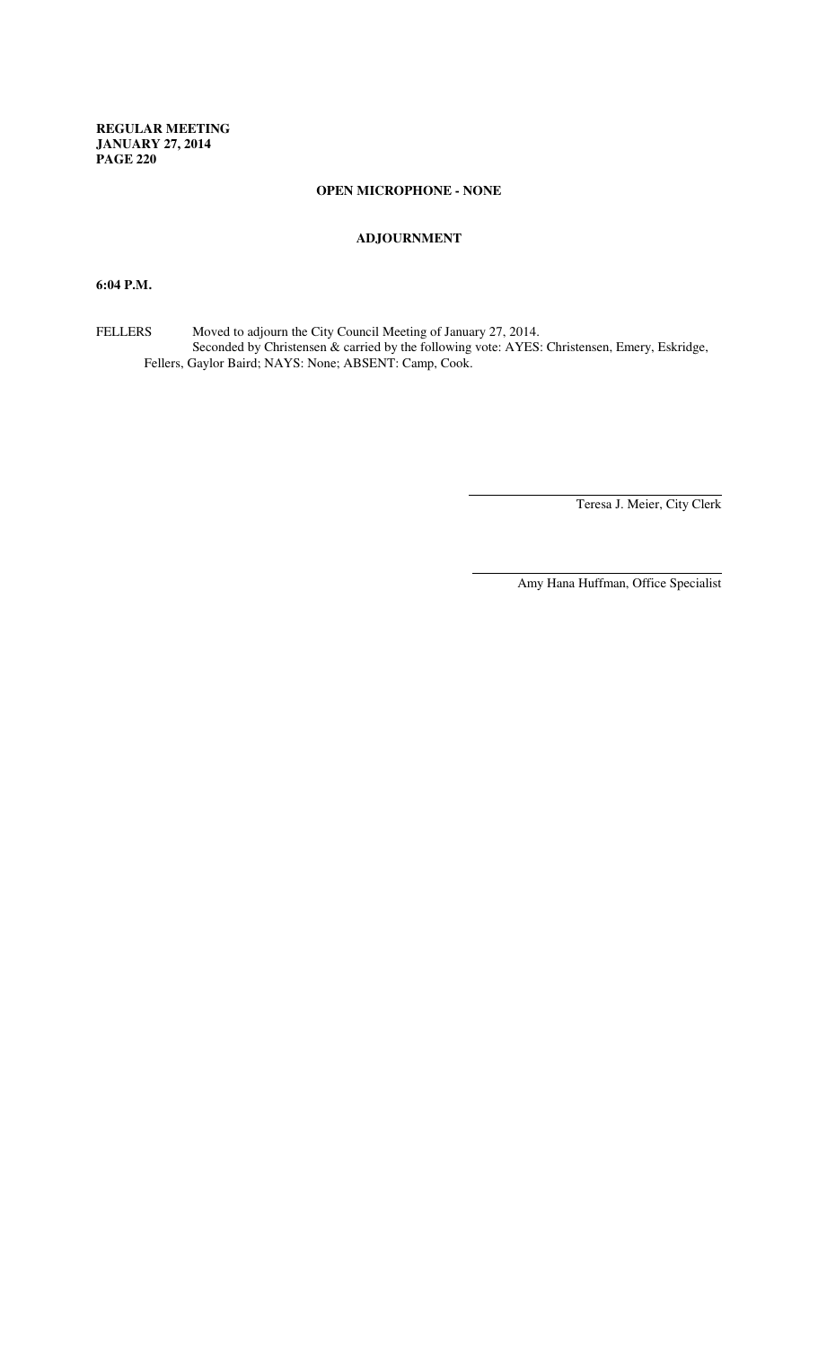**OPEN MICROPHONE - NONE**

**ADJOURNMENT**

**6:04 P.M.**

FELLERS Moved to adjourn the City Council Meeting of January 27, 2014.
Seconded by Christensen & carried by the following vote: AYES: Christensen, Emery, Eskridge, Fellers, Gaylor Baird; NAYS: None; ABSENT: Camp, Cook.

Teresa J. Meier, City Clerk

Amy Hana Huffman, Office Specialist